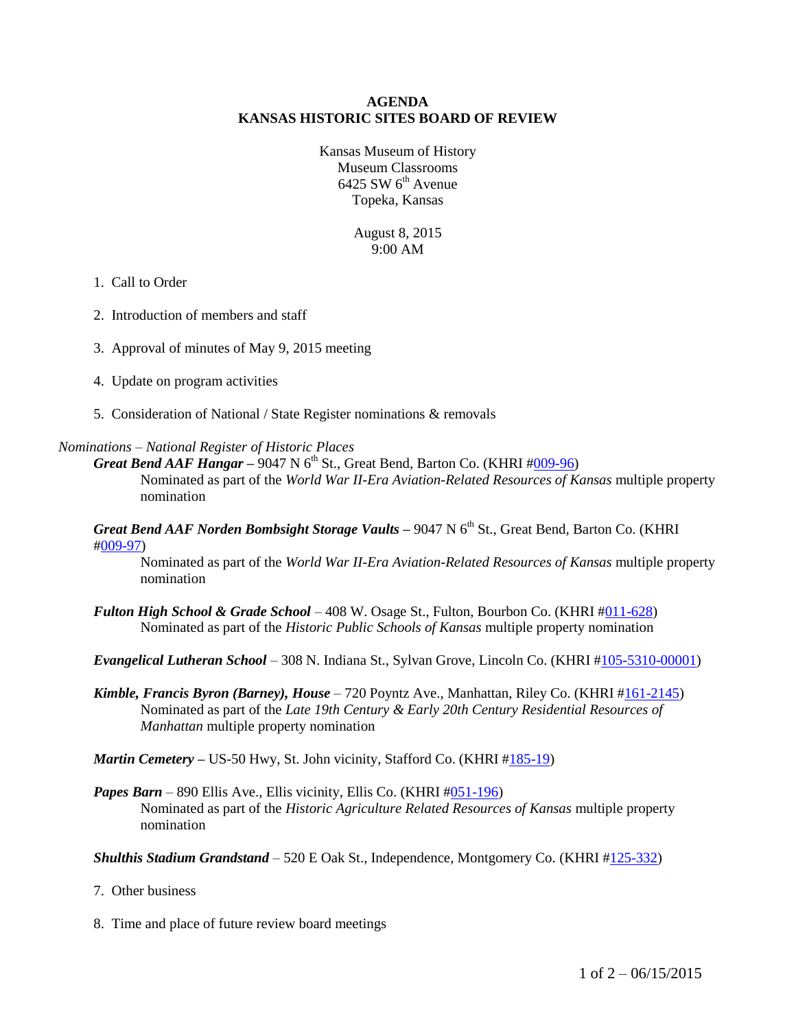# AGENDA
# KANSAS HISTORIC SITES BOARD OF REVIEW

Kansas Museum of History
Museum Classrooms
6425 SW 6th Avenue
Topeka, Kansas

August 8, 2015
9:00 AM

1. Call to Order

2. Introduction of members and staff

3. Approval of minutes of May 9, 2015 meeting

4. Update on program activities

5. Consideration of National / State Register nominations & removals

*Nominations – National Register of Historic Places*

***Great Bend AAF Hangar*** – 9047 N 6th St., Great Bend, Barton Co. (KHRI #009-96)
Nominated as part of the *World War II-Era Aviation-Related Resources of Kansas* multiple property nomination

***Great Bend AAF Norden Bombsight Storage Vaults*** – 9047 N 6th St., Great Bend, Barton Co. (KHRI #009-97)
Nominated as part of the *World War II-Era Aviation-Related Resources of Kansas* multiple property nomination

***Fulton High School & Grade School*** – 408 W. Osage St., Fulton, Bourbon Co. (KHRI #011-628)
Nominated as part of the *Historic Public Schools of Kansas* multiple property nomination

***Evangelical Lutheran School*** – 308 N. Indiana St., Sylvan Grove, Lincoln Co. (KHRI #105-5310-00001)

***Kimble, Francis Byron (Barney), House*** – 720 Poyntz Ave., Manhattan, Riley Co. (KHRI #161-2145)
Nominated as part of the *Late 19th Century & Early 20th Century Residential Resources of Manhattan* multiple property nomination

***Martin Cemetery*** – US-50 Hwy, St. John vicinity, Stafford Co. (KHRI #185-19)

***Papes Barn*** – 890 Ellis Ave., Ellis vicinity, Ellis Co. (KHRI #051-196)
Nominated as part of the *Historic Agriculture Related Resources of Kansas* multiple property nomination

***Shulthis Stadium Grandstand*** – 520 E Oak St., Independence, Montgomery Co. (KHRI #125-332)

7. Other business

8. Time and place of future review board meetings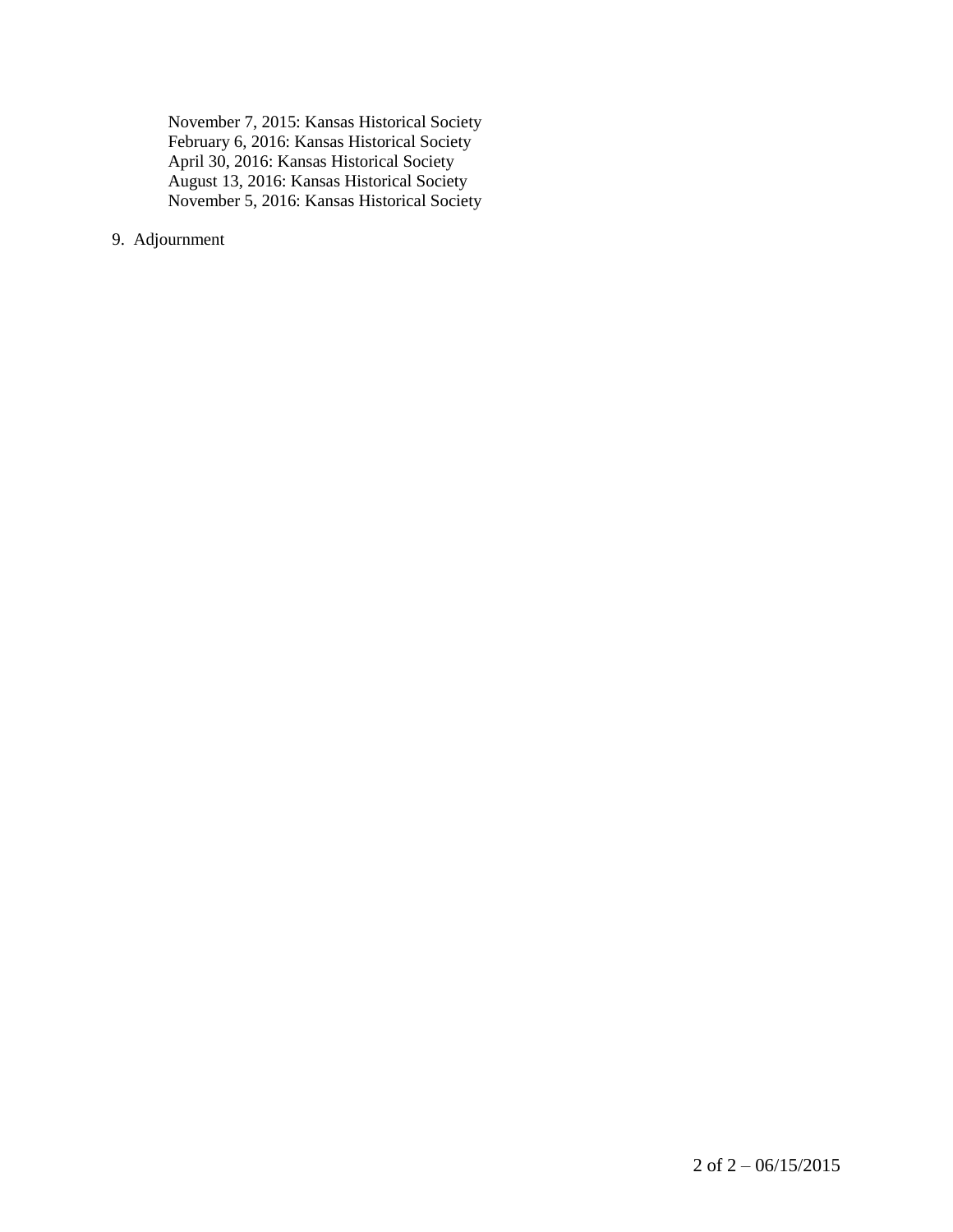November 7, 2015: Kansas Historical Society
February 6, 2016: Kansas Historical Society
April 30, 2016: Kansas Historical Society
August 13, 2016: Kansas Historical Society
November 5, 2016: Kansas Historical Society

9. Adjournment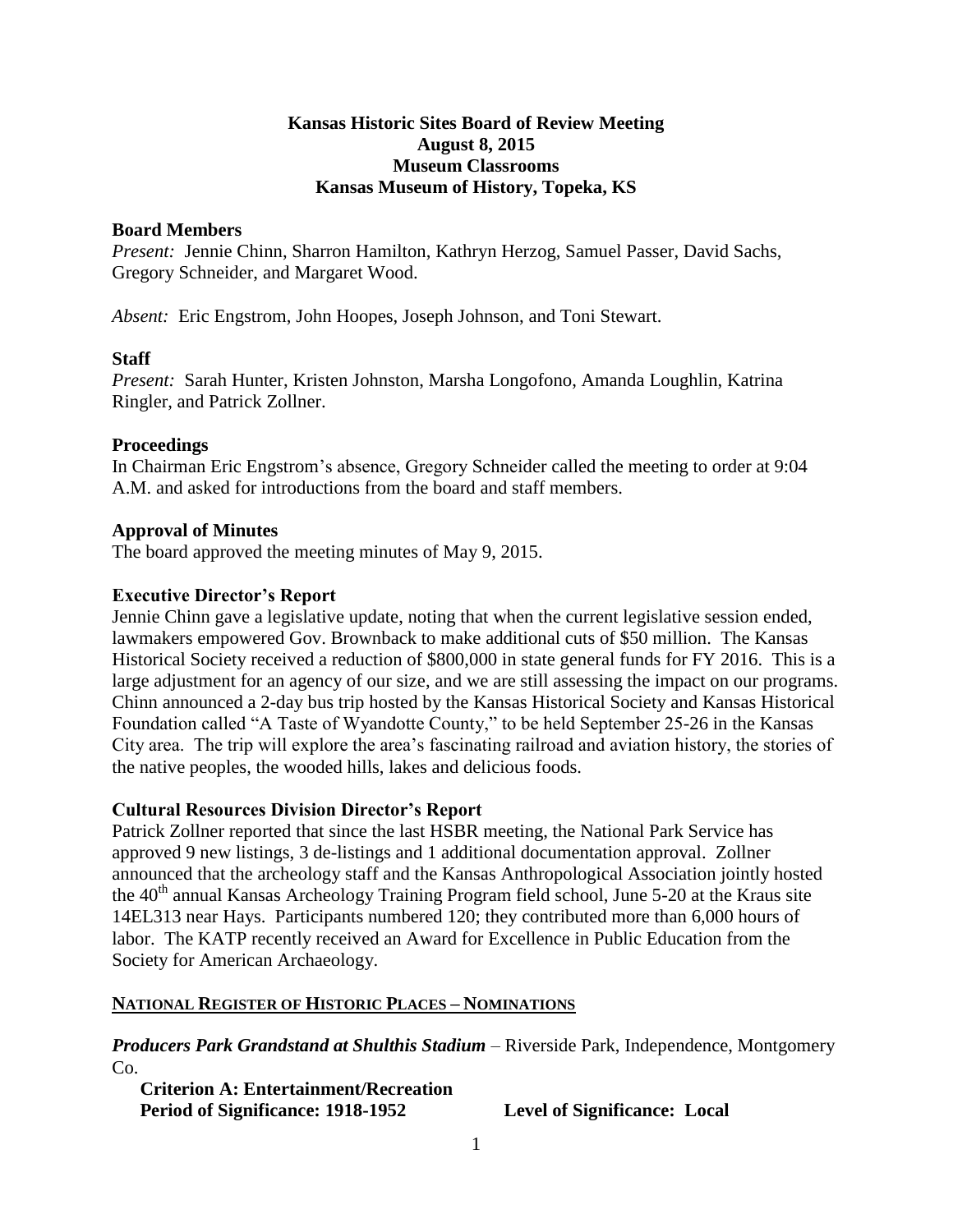**Kansas Historic Sites Board of Review Meeting**
**August 8, 2015**
**Museum Classrooms**
**Kansas Museum of History, Topeka, KS**

## Board Members

*Present:* Jennie Chinn, Sharron Hamilton, Kathryn Herzog, Samuel Passer, David Sachs, Gregory Schneider, and Margaret Wood.

*Absent:* Eric Engstrom, John Hoopes, Joseph Johnson, and Toni Stewart.

## Staff

*Present:* Sarah Hunter, Kristen Johnston, Marsha Longofono, Amanda Loughlin, Katrina Ringler, and Patrick Zollner.

## Proceedings

In Chairman Eric Engstrom's absence, Gregory Schneider called the meeting to order at 9:04 A.M. and asked for introductions from the board and staff members.

## Approval of Minutes

The board approved the meeting minutes of May 9, 2015.

## Executive Director's Report

Jennie Chinn gave a legislative update, noting that when the current legislative session ended, lawmakers empowered Gov. Brownback to make additional cuts of $50 million. The Kansas Historical Society received a reduction of $800,000 in state general funds for FY 2016. This is a large adjustment for an agency of our size, and we are still assessing the impact on our programs. Chinn announced a 2-day bus trip hosted by the Kansas Historical Society and Kansas Historical Foundation called "A Taste of Wyandotte County," to be held September 25-26 in the Kansas City area. The trip will explore the area's fascinating railroad and aviation history, the stories of the native peoples, the wooded hills, lakes and delicious foods.

## Cultural Resources Division Director's Report

Patrick Zollner reported that since the last HSBR meeting, the National Park Service has approved 9 new listings, 3 de-listings and 1 additional documentation approval. Zollner announced that the archeology staff and the Kansas Anthropological Association jointly hosted the 40th annual Kansas Archeology Training Program field school, June 5-20 at the Kraus site 14EL313 near Hays. Participants numbered 120; they contributed more than 6,000 hours of labor. The KATP recently received an Award for Excellence in Public Education from the Society for American Archaeology.

## NATIONAL REGISTER OF HISTORIC PLACES – NOMINATIONS

***Producers Park Grandstand at Shulthis Stadium*** – Riverside Park, Independence, Montgomery Co.

**Criterion A: Entertainment/Recreation**
**Period of Significance: 1918-1952** **Level of Significance: Local**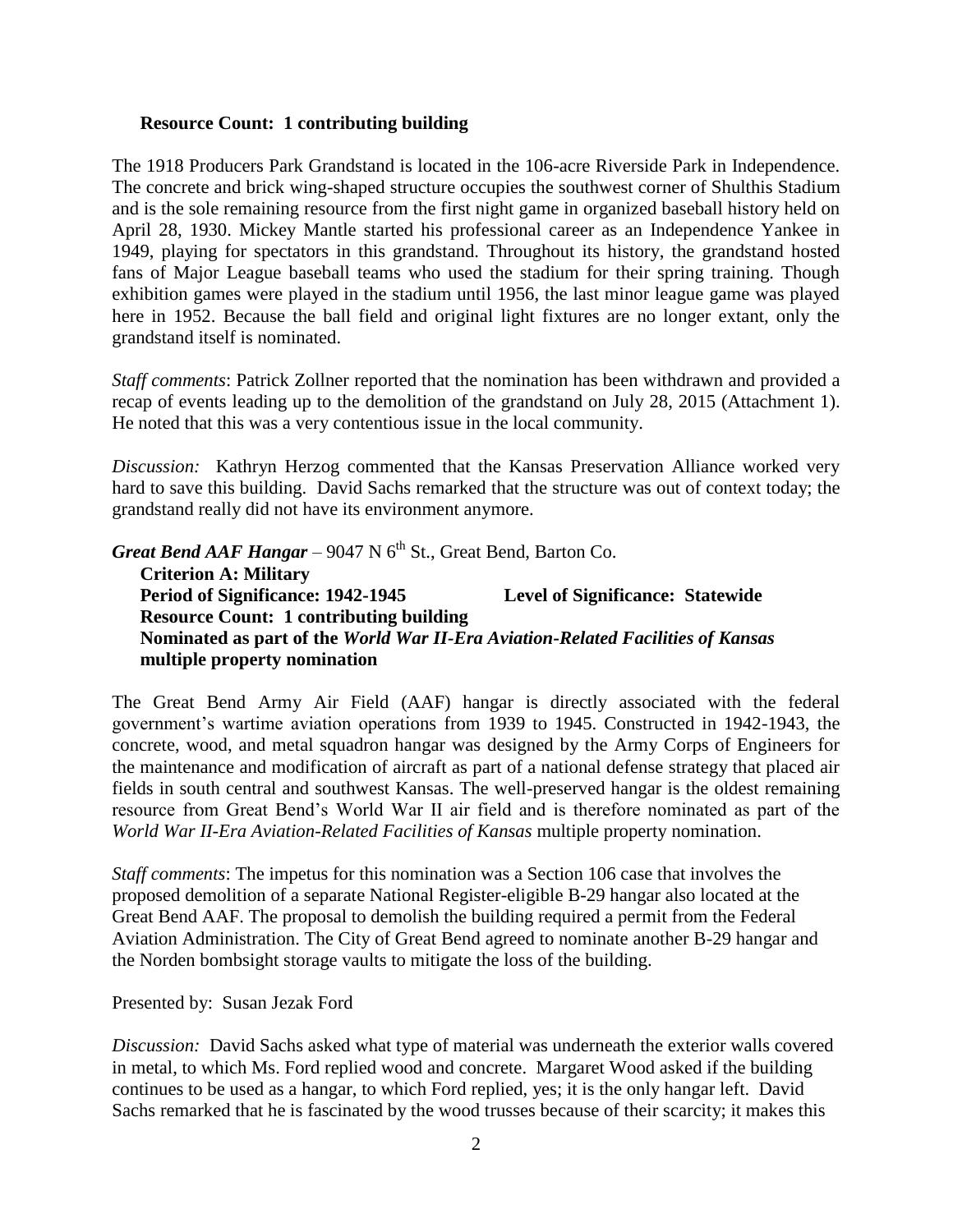**Resource Count: 1 contributing building**

The 1918 Producers Park Grandstand is located in the 106-acre Riverside Park in Independence. The concrete and brick wing-shaped structure occupies the southwest corner of Shulthis Stadium and is the sole remaining resource from the first night game in organized baseball history held on April 28, 1930. Mickey Mantle started his professional career as an Independence Yankee in 1949, playing for spectators in this grandstand. Throughout its history, the grandstand hosted fans of Major League baseball teams who used the stadium for their spring training. Though exhibition games were played in the stadium until 1956, the last minor league game was played here in 1952. Because the ball field and original light fixtures are no longer extant, only the grandstand itself is nominated.

*Staff comments*: Patrick Zollner reported that the nomination has been withdrawn and provided a recap of events leading up to the demolition of the grandstand on July 28, 2015 (Attachment 1). He noted that this was a very contentious issue in the local community.

*Discussion:* Kathryn Herzog commented that the Kansas Preservation Alliance worked very hard to save this building. David Sachs remarked that the structure was out of context today; the grandstand really did not have its environment anymore.

***Great Bend AAF Hangar*** – 9047 N 6th St., Great Bend, Barton Co.

**Criterion A: Military**
**Period of Significance: 1942-1945** **Level of Significance: Statewide**
**Resource Count: 1 contributing building**
**Nominated as part of the *World War II-Era Aviation-Related Facilities of Kansas* multiple property nomination**

The Great Bend Army Air Field (AAF) hangar is directly associated with the federal government's wartime aviation operations from 1939 to 1945. Constructed in 1942-1943, the concrete, wood, and metal squadron hangar was designed by the Army Corps of Engineers for the maintenance and modification of aircraft as part of a national defense strategy that placed air fields in south central and southwest Kansas. The well-preserved hangar is the oldest remaining resource from Great Bend's World War II air field and is therefore nominated as part of the *World War II-Era Aviation-Related Facilities of Kansas* multiple property nomination.

*Staff comments*: The impetus for this nomination was a Section 106 case that involves the proposed demolition of a separate National Register-eligible B-29 hangar also located at the Great Bend AAF. The proposal to demolish the building required a permit from the Federal Aviation Administration. The City of Great Bend agreed to nominate another B-29 hangar and the Norden bombsight storage vaults to mitigate the loss of the building.

Presented by: Susan Jezak Ford

*Discussion:* David Sachs asked what type of material was underneath the exterior walls covered in metal, to which Ms. Ford replied wood and concrete. Margaret Wood asked if the building continues to be used as a hangar, to which Ford replied, yes; it is the only hangar left. David Sachs remarked that he is fascinated by the wood trusses because of their scarcity; it makes this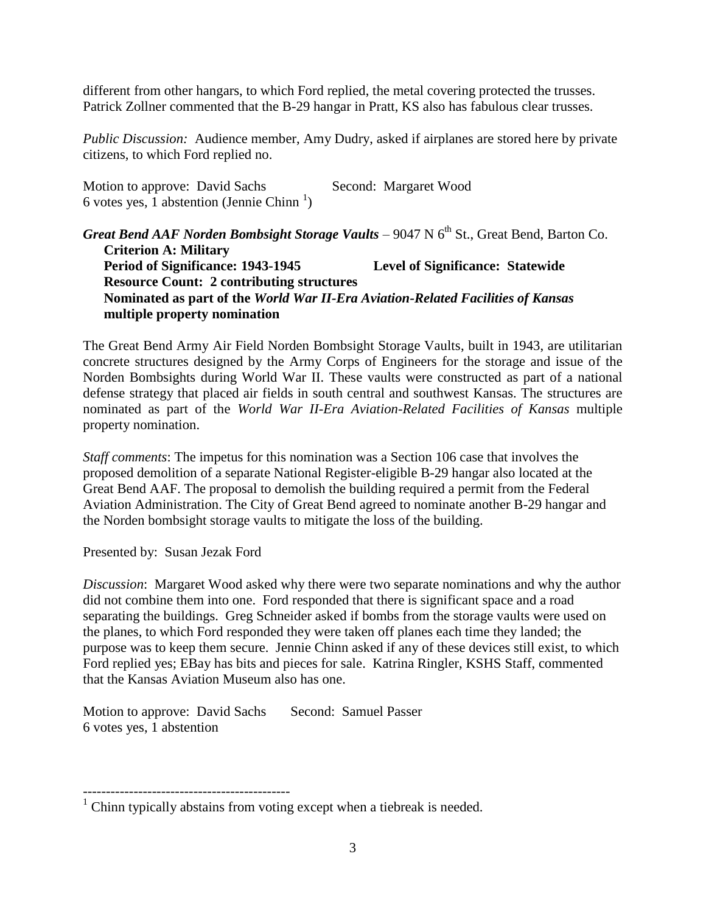different from other hangars, to which Ford replied, the metal covering protected the trusses. Patrick Zollner commented that the B-29 hangar in Pratt, KS also has fabulous clear trusses.

*Public Discussion:* Audience member, Amy Dudry, asked if airplanes are stored here by private citizens, to which Ford replied no.

Motion to approve: David Sachs Second: Margaret Wood
6 votes yes, 1 abstention (Jennie Chinn [1])

***Great Bend AAF Norden Bombsight Storage Vaults*** – 9047 N 6th St., Great Bend, Barton Co.

**Criterion A: Military**
**Period of Significance: 1943-1945 Level of Significance: Statewide**
**Resource Count: 2 contributing structures**
**Nominated as part of the *World War II-Era Aviation-Related Facilities of Kansas* multiple property nomination**

The Great Bend Army Air Field Norden Bombsight Storage Vaults, built in 1943, are utilitarian concrete structures designed by the Army Corps of Engineers for the storage and issue of the Norden Bombsights during World War II. These vaults were constructed as part of a national defense strategy that placed air fields in south central and southwest Kansas. The structures are nominated as part of the *World War II-Era Aviation-Related Facilities of Kansas* multiple property nomination.

*Staff comments*: The impetus for this nomination was a Section 106 case that involves the proposed demolition of a separate National Register-eligible B-29 hangar also located at the Great Bend AAF. The proposal to demolish the building required a permit from the Federal Aviation Administration. The City of Great Bend agreed to nominate another B-29 hangar and the Norden bombsight storage vaults to mitigate the loss of the building.

Presented by: Susan Jezak Ford

*Discussion*: Margaret Wood asked why there were two separate nominations and why the author did not combine them into one. Ford responded that there is significant space and a road separating the buildings. Greg Schneider asked if bombs from the storage vaults were used on the planes, to which Ford responded they were taken off planes each time they landed; the purpose was to keep them secure. Jennie Chinn asked if any of these devices still exist, to which Ford replied yes; EBay has bits and pieces for sale. Katrina Ringler, KSHS Staff, commented that the Kansas Aviation Museum also has one.

Motion to approve: David Sachs Second: Samuel Passer
6 votes yes, 1 abstention

---

[1] Chinn typically abstains from voting except when a tiebreak is needed.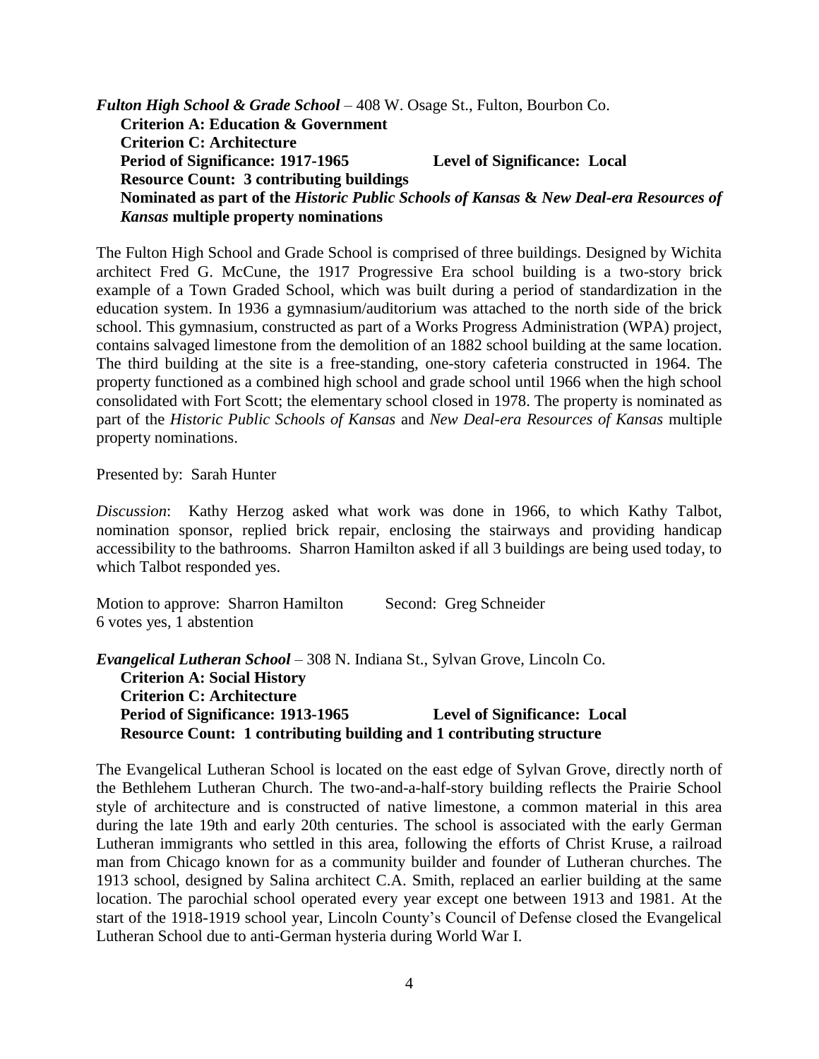***Fulton High School & Grade School*** – 408 W. Osage St., Fulton, Bourbon Co.

**Criterion A: Education & Government**
**Criterion C: Architecture**
**Period of Significance: 1917-1965** **Level of Significance: Local**
**Resource Count: 3 contributing buildings**
**Nominated as part of the *Historic Public Schools of Kansas* & *New Deal-era Resources of Kansas* multiple property nominations**

The Fulton High School and Grade School is comprised of three buildings. Designed by Wichita architect Fred G. McCune, the 1917 Progressive Era school building is a two-story brick example of a Town Graded School, which was built during a period of standardization in the education system. In 1936 a gymnasium/auditorium was attached to the north side of the brick school. This gymnasium, constructed as part of a Works Progress Administration (WPA) project, contains salvaged limestone from the demolition of an 1882 school building at the same location. The third building at the site is a free-standing, one-story cafeteria constructed in 1964. The property functioned as a combined high school and grade school until 1966 when the high school consolidated with Fort Scott; the elementary school closed in 1978. The property is nominated as part of the *Historic Public Schools of Kansas* and *New Deal-era Resources of Kansas* multiple property nominations.

Presented by: Sarah Hunter

*Discussion*: Kathy Herzog asked what work was done in 1966, to which Kathy Talbot, nomination sponsor, replied brick repair, enclosing the stairways and providing handicap accessibility to the bathrooms. Sharron Hamilton asked if all 3 buildings are being used today, to which Talbot responded yes.

Motion to approve: Sharron Hamilton Second: Greg Schneider
6 votes yes, 1 abstention

***Evangelical Lutheran School*** – 308 N. Indiana St., Sylvan Grove, Lincoln Co.

**Criterion A: Social History**
**Criterion C: Architecture**
**Period of Significance: 1913-1965** **Level of Significance: Local**
**Resource Count: 1 contributing building and 1 contributing structure**

The Evangelical Lutheran School is located on the east edge of Sylvan Grove, directly north of the Bethlehem Lutheran Church. The two-and-a-half-story building reflects the Prairie School style of architecture and is constructed of native limestone, a common material in this area during the late 19th and early 20th centuries. The school is associated with the early German Lutheran immigrants who settled in this area, following the efforts of Christ Kruse, a railroad man from Chicago known for as a community builder and founder of Lutheran churches. The 1913 school, designed by Salina architect C.A. Smith, replaced an earlier building at the same location. The parochial school operated every year except one between 1913 and 1981. At the start of the 1918-1919 school year, Lincoln County's Council of Defense closed the Evangelical Lutheran School due to anti-German hysteria during World War I.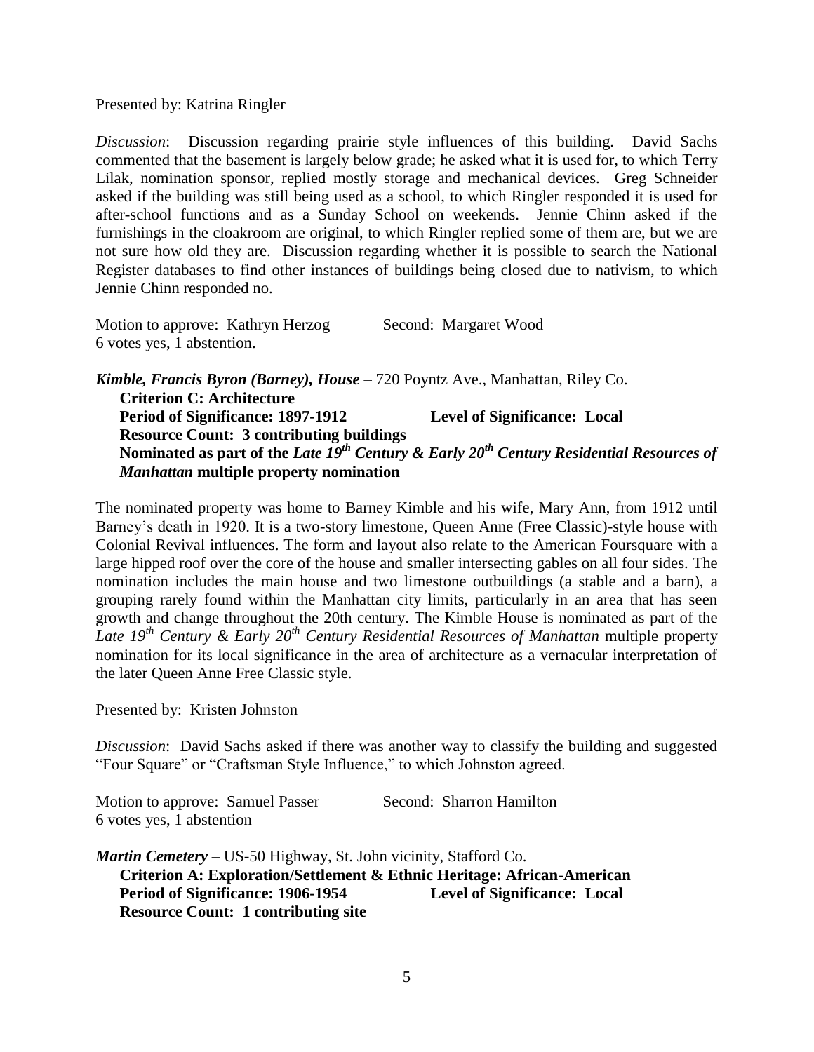Presented by: Katrina Ringler

*Discussion*: Discussion regarding prairie style influences of this building. David Sachs commented that the basement is largely below grade; he asked what it is used for, to which Terry Lilak, nomination sponsor, replied mostly storage and mechanical devices. Greg Schneider asked if the building was still being used as a school, to which Ringler responded it is used for after-school functions and as a Sunday School on weekends. Jennie Chinn asked if the furnishings in the cloakroom are original, to which Ringler replied some of them are, but we are not sure how old they are. Discussion regarding whether it is possible to search the National Register databases to find other instances of buildings being closed due to nativism, to which Jennie Chinn responded no.

Motion to approve: Kathryn Herzog     Second: Margaret Wood
6 votes yes, 1 abstention.

***Kimble, Francis Byron (Barney), House*** – 720 Poyntz Ave., Manhattan, Riley Co.

**Criterion C: Architecture**
**Period of Significance: 1897-1912     Level of Significance: Local**
**Resource Count: 3 contributing buildings**
**Nominated as part of the *Late 19th Century & Early 20th Century Residential Resources of Manhattan* multiple property nomination**

The nominated property was home to Barney Kimble and his wife, Mary Ann, from 1912 until Barney's death in 1920. It is a two-story limestone, Queen Anne (Free Classic)-style house with Colonial Revival influences. The form and layout also relate to the American Foursquare with a large hipped roof over the core of the house and smaller intersecting gables on all four sides. The nomination includes the main house and two limestone outbuildings (a stable and a barn), a grouping rarely found within the Manhattan city limits, particularly in an area that has seen growth and change throughout the 20th century. The Kimble House is nominated as part of the *Late 19th Century & Early 20th Century Residential Resources of Manhattan* multiple property nomination for its local significance in the area of architecture as a vernacular interpretation of the later Queen Anne Free Classic style.

Presented by: Kristen Johnston

*Discussion*: David Sachs asked if there was another way to classify the building and suggested "Four Square" or "Craftsman Style Influence," to which Johnston agreed.

Motion to approve: Samuel Passer     Second: Sharron Hamilton
6 votes yes, 1 abstention

***Martin Cemetery*** – US-50 Highway, St. John vicinity, Stafford Co.

**Criterion A: Exploration/Settlement & Ethnic Heritage: African-American**
**Period of Significance: 1906-1954     Level of Significance: Local**
**Resource Count: 1 contributing site**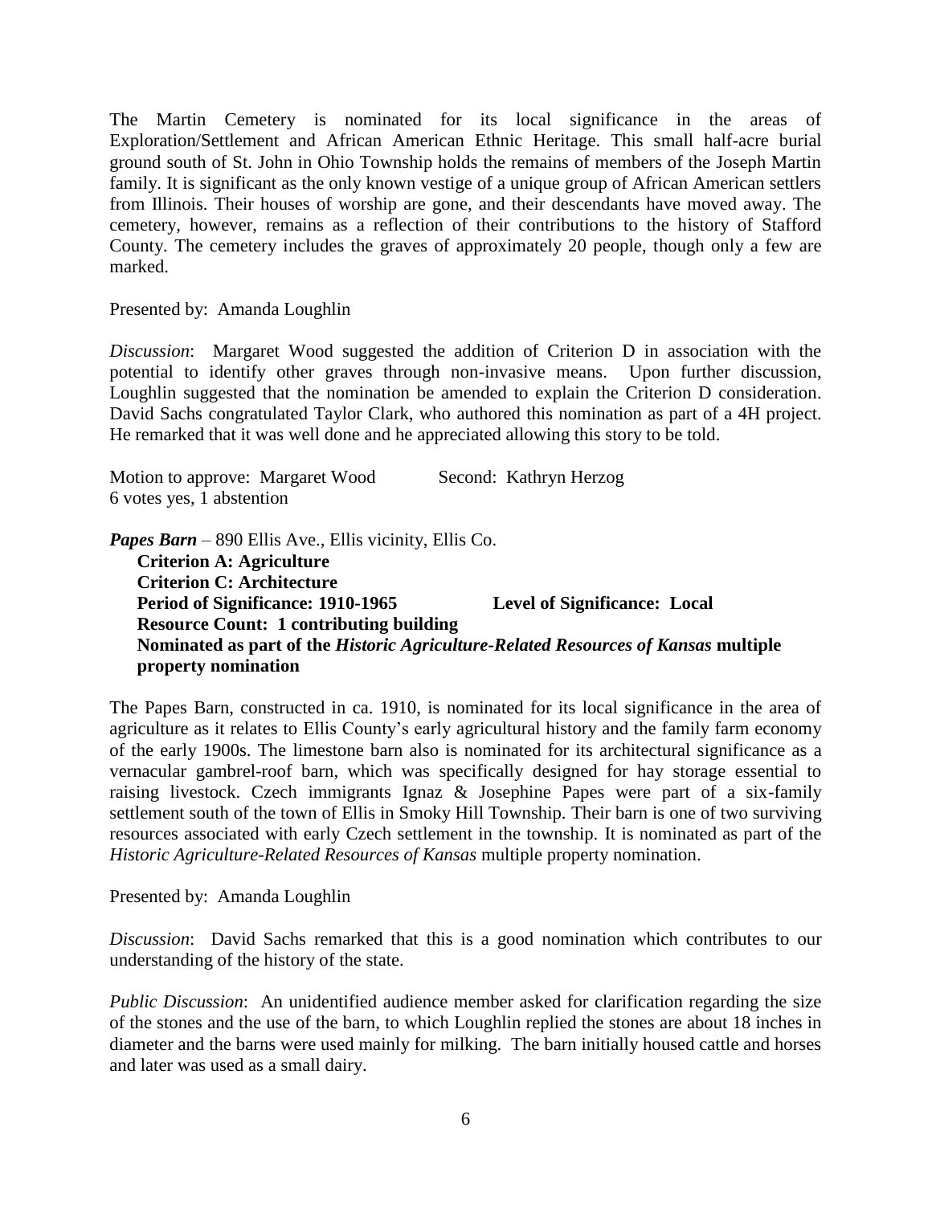The Martin Cemetery is nominated for its local significance in the areas of Exploration/Settlement and African American Ethnic Heritage. This small half-acre burial ground south of St. John in Ohio Township holds the remains of members of the Joseph Martin family. It is significant as the only known vestige of a unique group of African American settlers from Illinois. Their houses of worship are gone, and their descendants have moved away. The cemetery, however, remains as a reflection of their contributions to the history of Stafford County. The cemetery includes the graves of approximately 20 people, though only a few are marked.

Presented by: Amanda Loughlin

*Discussion*: Margaret Wood suggested the addition of Criterion D in association with the potential to identify other graves through non-invasive means. Upon further discussion, Loughlin suggested that the nomination be amended to explain the Criterion D consideration. David Sachs congratulated Taylor Clark, who authored this nomination as part of a 4H project. He remarked that it was well done and he appreciated allowing this story to be told.

Motion to approve: Margaret Wood    Second: Kathryn Herzog
6 votes yes, 1 abstention

***Papes Barn*** – 890 Ellis Ave., Ellis vicinity, Ellis Co.

**Criterion A: Agriculture**
**Criterion C: Architecture**
**Period of Significance: 1910-1965    Level of Significance: Local**
**Resource Count: 1 contributing building**
**Nominated as part of the *Historic Agriculture-Related Resources of Kansas* multiple property nomination**

The Papes Barn, constructed in ca. 1910, is nominated for its local significance in the area of agriculture as it relates to Ellis County's early agricultural history and the family farm economy of the early 1900s. The limestone barn also is nominated for its architectural significance as a vernacular gambrel-roof barn, which was specifically designed for hay storage essential to raising livestock. Czech immigrants Ignaz & Josephine Papes were part of a six-family settlement south of the town of Ellis in Smoky Hill Township. Their barn is one of two surviving resources associated with early Czech settlement in the township. It is nominated as part of the *Historic Agriculture-Related Resources of Kansas* multiple property nomination.

Presented by: Amanda Loughlin

*Discussion*: David Sachs remarked that this is a good nomination which contributes to our understanding of the history of the state.

*Public Discussion*: An unidentified audience member asked for clarification regarding the size of the stones and the use of the barn, to which Loughlin replied the stones are about 18 inches in diameter and the barns were used mainly for milking. The barn initially housed cattle and horses and later was used as a small dairy.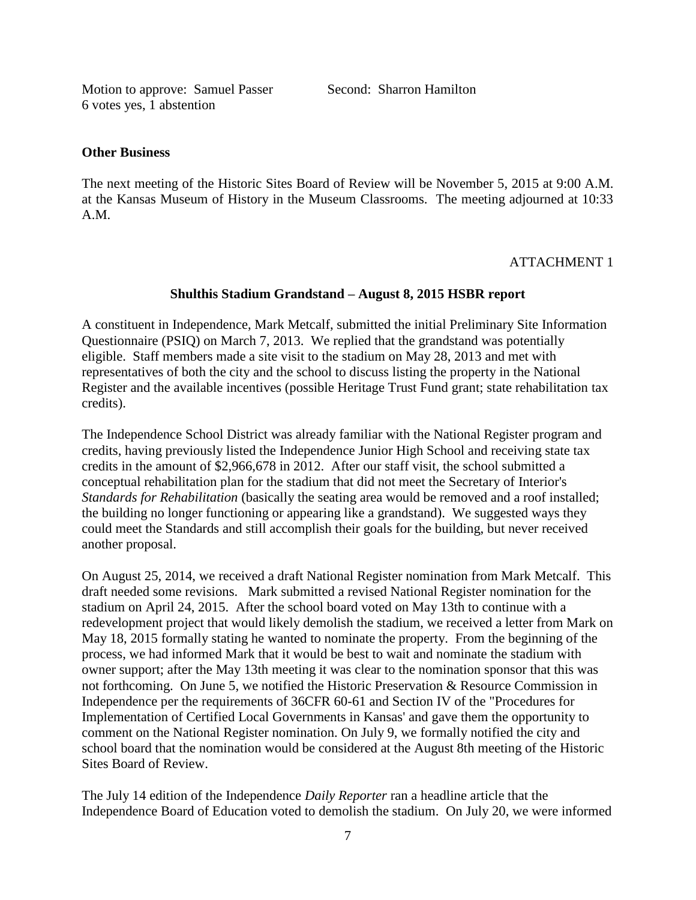Motion to approve: Samuel Passer Second: Sharron Hamilton
6 votes yes, 1 abstention

**Other Business**

The next meeting of the Historic Sites Board of Review will be November 5, 2015 at 9:00 A.M. at the Kansas Museum of History in the Museum Classrooms. The meeting adjourned at 10:33 A.M.

ATTACHMENT 1

**Shulthis Stadium Grandstand – August 8, 2015 HSBR report**

A constituent in Independence, Mark Metcalf, submitted the initial Preliminary Site Information Questionnaire (PSIQ) on March 7, 2013. We replied that the grandstand was potentially eligible. Staff members made a site visit to the stadium on May 28, 2013 and met with representatives of both the city and the school to discuss listing the property in the National Register and the available incentives (possible Heritage Trust Fund grant; state rehabilitation tax credits).

The Independence School District was already familiar with the National Register program and credits, having previously listed the Independence Junior High School and receiving state tax credits in the amount of $2,966,678 in 2012. After our staff visit, the school submitted a conceptual rehabilitation plan for the stadium that did not meet the Secretary of Interior's *Standards for Rehabilitation* (basically the seating area would be removed and a roof installed; the building no longer functioning or appearing like a grandstand). We suggested ways they could meet the Standards and still accomplish their goals for the building, but never received another proposal.

On August 25, 2014, we received a draft National Register nomination from Mark Metcalf. This draft needed some revisions. Mark submitted a revised National Register nomination for the stadium on April 24, 2015. After the school board voted on May 13th to continue with a redevelopment project that would likely demolish the stadium, we received a letter from Mark on May 18, 2015 formally stating he wanted to nominate the property. From the beginning of the process, we had informed Mark that it would be best to wait and nominate the stadium with owner support; after the May 13th meeting it was clear to the nomination sponsor that this was not forthcoming. On June 5, we notified the Historic Preservation & Resource Commission in Independence per the requirements of 36CFR 60-61 and Section IV of the "Procedures for Implementation of Certified Local Governments in Kansas' and gave them the opportunity to comment on the National Register nomination. On July 9, we formally notified the city and school board that the nomination would be considered at the August 8th meeting of the Historic Sites Board of Review.

The July 14 edition of the Independence *Daily Reporter* ran a headline article that the Independence Board of Education voted to demolish the stadium. On July 20, we were informed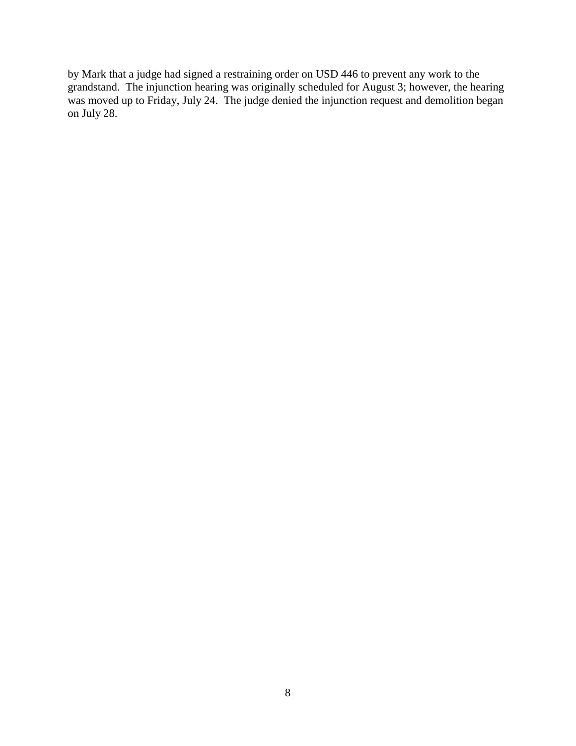by Mark that a judge had signed a restraining order on USD 446 to prevent any work to the grandstand. The injunction hearing was originally scheduled for August 3; however, the hearing was moved up to Friday, July 24. The judge denied the injunction request and demolition began on July 28.